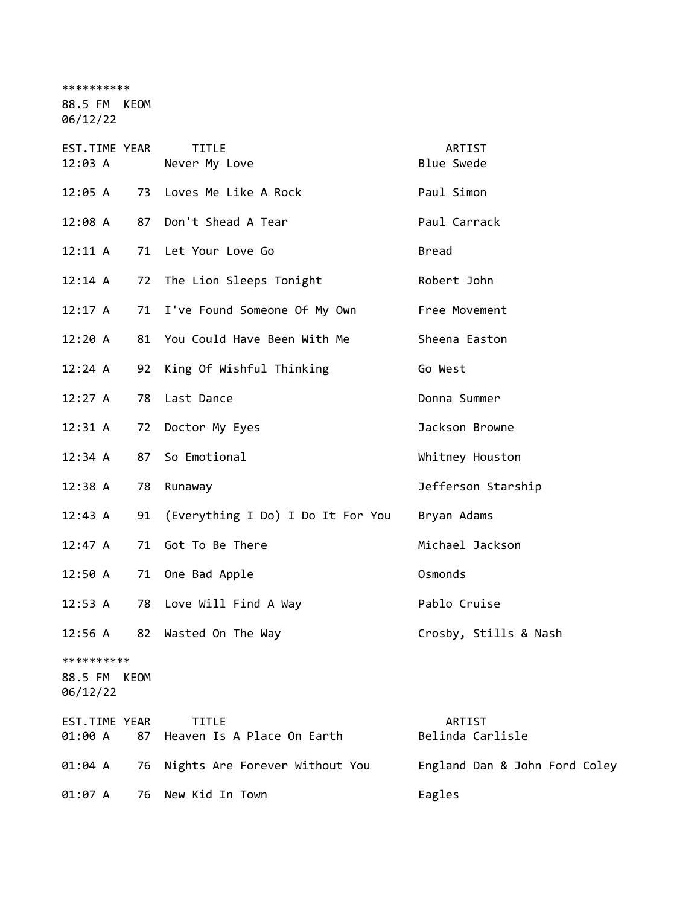**********
88.5 FM KEOM
06/12/22

| EST.TIME | YEAR | TITLE | ARTIST |
|---|---|---|---|
| 12:03 A | | Never My Love | Blue Swede |
| 12:05 A | 73 | Loves Me Like A Rock | Paul Simon |
| 12:08 A | 87 | Don't Shead A Tear | Paul Carrack |
| 12:11 A | 71 | Let Your Love Go | Bread |
| 12:14 A | 72 | The Lion Sleeps Tonight | Robert John |
| 12:17 A | 71 | I've Found Someone Of My Own | Free Movement |
| 12:20 A | 81 | You Could Have Been With Me | Sheena Easton |
| 12:24 A | 92 | King Of Wishful Thinking | Go West |
| 12:27 A | 78 | Last Dance | Donna Summer |
| 12:31 A | 72 | Doctor My Eyes | Jackson Browne |
| 12:34 A | 87 | So Emotional | Whitney Houston |
| 12:38 A | 78 | Runaway | Jefferson Starship |
| 12:43 A | 91 | (Everything I Do) I Do It For You | Bryan Adams |
| 12:47 A | 71 | Got To Be There | Michael Jackson |
| 12:50 A | 71 | One Bad Apple | Osmonds |
| 12:53 A | 78 | Love Will Find A Way | Pablo Cruise |
| 12:56 A | 82 | Wasted On The Way | Crosby, Stills & Nash |

**********
88.5 FM KEOM
06/12/22

| EST.TIME | YEAR | TITLE | ARTIST |
|---|---|---|---|
| 01:00 A | 87 | Heaven Is A Place On Earth | Belinda Carlisle |
| 01:04 A | 76 | Nights Are Forever Without You | England Dan & John Ford Coley |
| 01:07 A | 76 | New Kid In Town | Eagles |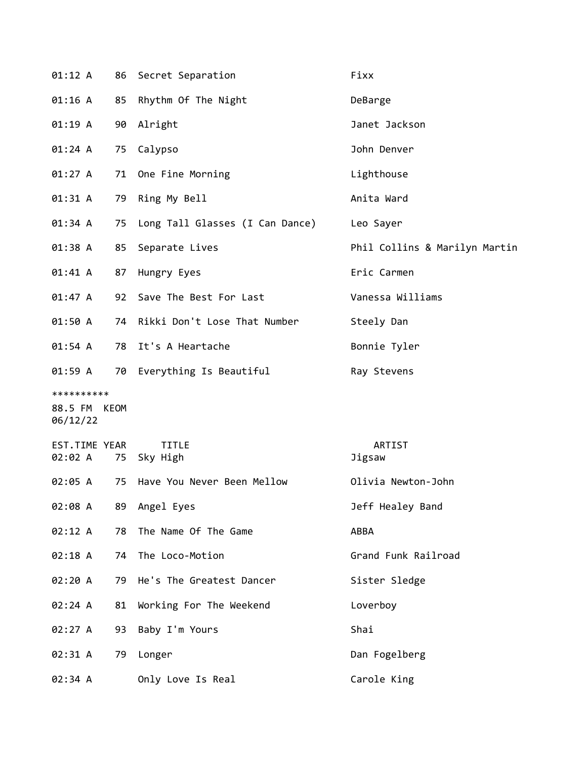| EST.TIME | YEAR | TITLE | ARTIST |
|---|---|---|---|
| 01:12 A | 86 | Secret Separation | Fixx |
| 01:16 A | 85 | Rhythm Of The Night | DeBarge |
| 01:19 A | 90 | Alright | Janet Jackson |
| 01:24 A | 75 | Calypso | John Denver |
| 01:27 A | 71 | One Fine Morning | Lighthouse |
| 01:31 A | 79 | Ring My Bell | Anita Ward |
| 01:34 A | 75 | Long Tall Glasses (I Can Dance) | Leo Sayer |
| 01:38 A | 85 | Separate Lives | Phil Collins & Marilyn Martin |
| 01:41 A | 87 | Hungry Eyes | Eric Carmen |
| 01:47 A | 92 | Save The Best For Last | Vanessa Williams |
| 01:50 A | 74 | Rikki Don't Lose That Number | Steely Dan |
| 01:54 A | 78 | It's A Heartache | Bonnie Tyler |
| 01:59 A | 70 | Everything Is Beautiful | Ray Stevens |

**********
88.5 FM KEOM
06/12/22

| EST.TIME | YEAR | TITLE | ARTIST |
|---|---|---|---|
| 02:02 A | 75 | Sky High | Jigsaw |
| 02:05 A | 75 | Have You Never Been Mellow | Olivia Newton-John |
| 02:08 A | 89 | Angel Eyes | Jeff Healey Band |
| 02:12 A | 78 | The Name Of The Game | ABBA |
| 02:18 A | 74 | The Loco-Motion | Grand Funk Railroad |
| 02:20 A | 79 | He's The Greatest Dancer | Sister Sledge |
| 02:24 A | 81 | Working For The Weekend | Loverboy |
| 02:27 A | 93 | Baby I'm Yours | Shai |
| 02:31 A | 79 | Longer | Dan Fogelberg |
| 02:34 A | | Only Love Is Real | Carole King |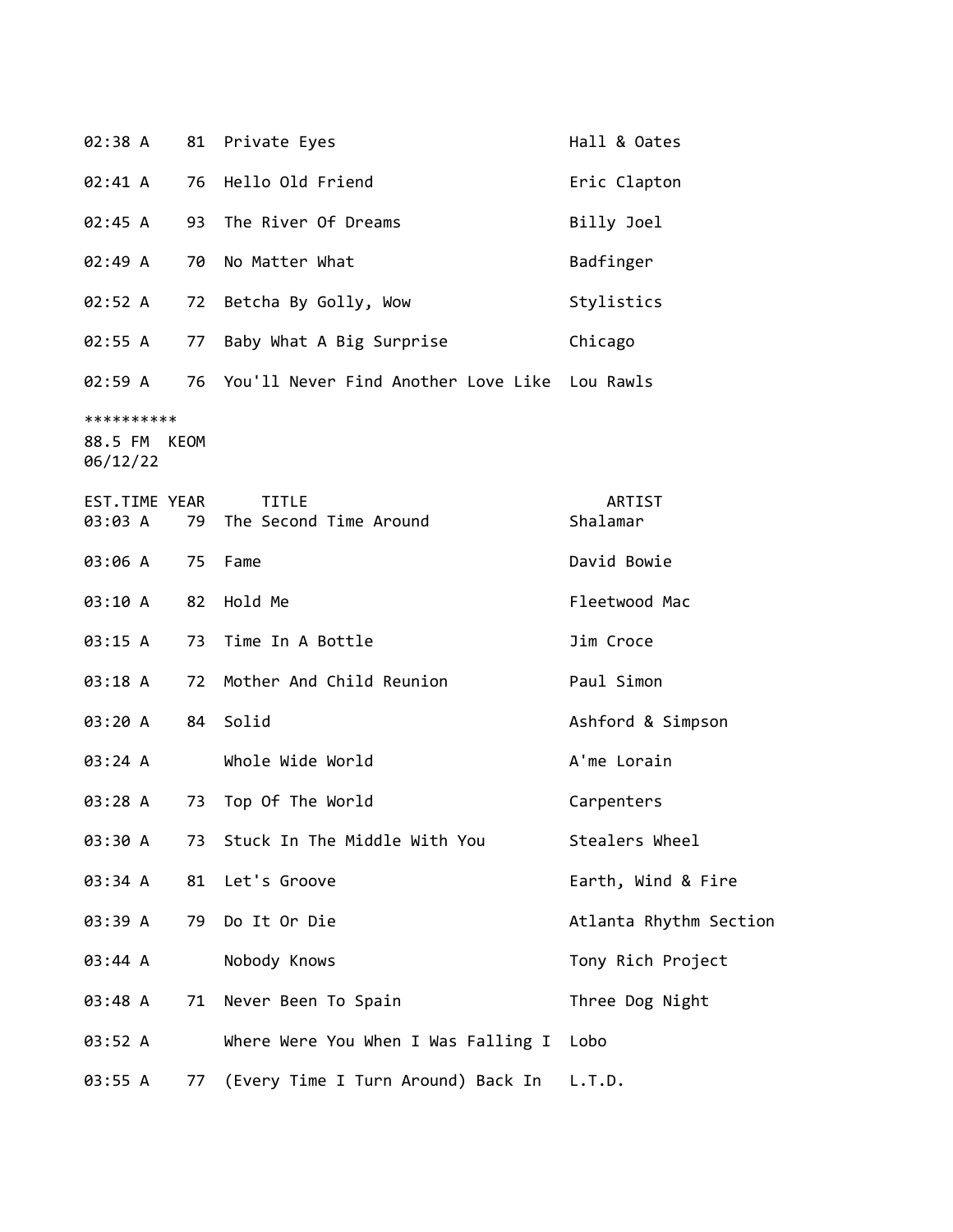| EST.TIME | YEAR | TITLE | ARTIST |
|---|---|---|---|
| 02:38 A | 81 | Private Eyes | Hall & Oates |
| 02:41 A | 76 | Hello Old Friend | Eric Clapton |
| 02:45 A | 93 | The River Of Dreams | Billy Joel |
| 02:49 A | 70 | No Matter What | Badfinger |
| 02:52 A | 72 | Betcha By Golly, Wow | Stylistics |
| 02:55 A | 77 | Baby What A Big Surprise | Chicago |
| 02:59 A | 76 | You'll Never Find Another Love Like | Lou Rawls |

**********
88.5 FM KEOM
06/12/22

| EST.TIME | YEAR | TITLE | ARTIST |
|---|---|---|---|
| 03:03 A | 79 | The Second Time Around | Shalamar |
| 03:06 A | 75 | Fame | David Bowie |
| 03:10 A | 82 | Hold Me | Fleetwood Mac |
| 03:15 A | 73 | Time In A Bottle | Jim Croce |
| 03:18 A | 72 | Mother And Child Reunion | Paul Simon |
| 03:20 A | 84 | Solid | Ashford & Simpson |
| 03:24 A | | Whole Wide World | A'me Lorain |
| 03:28 A | 73 | Top Of The World | Carpenters |
| 03:30 A | 73 | Stuck In The Middle With You | Stealers Wheel |
| 03:34 A | 81 | Let's Groove | Earth, Wind & Fire |
| 03:39 A | 79 | Do It Or Die | Atlanta Rhythm Section |
| 03:44 A | | Nobody Knows | Tony Rich Project |
| 03:48 A | 71 | Never Been To Spain | Three Dog Night |
| 03:52 A | | Where Were You When I Was Falling I | Lobo |
| 03:55 A | 77 | (Every Time I Turn Around) Back In | L.T.D. |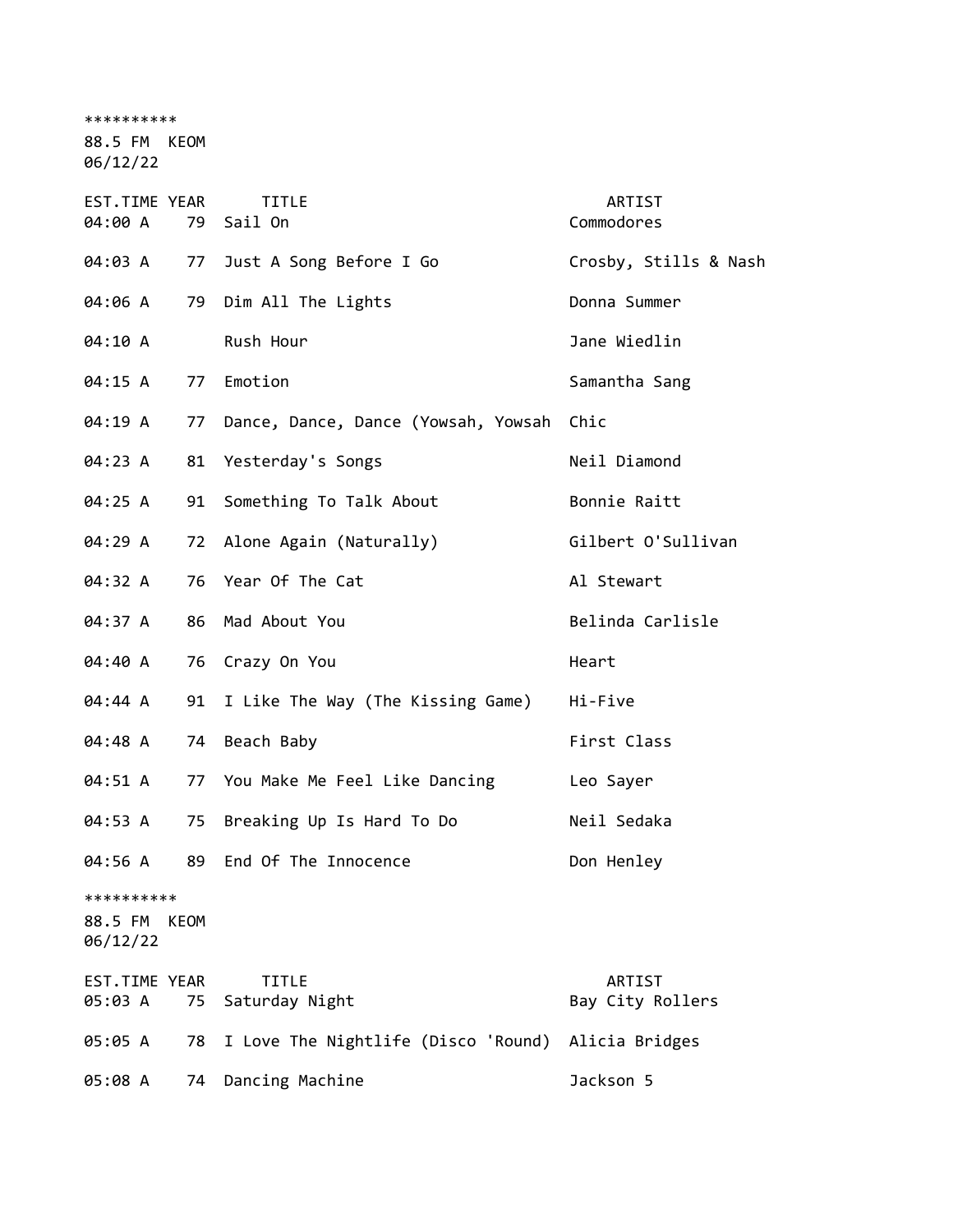**********
88.5 FM KEOM
06/12/22

| EST.TIME | YEAR | TITLE | ARTIST |
|---|---|---|---|
| 04:00 A | 79 | Sail On | Commodores |
| 04:03 A | 77 | Just A Song Before I Go | Crosby, Stills & Nash |
| 04:06 A | 79 | Dim All The Lights | Donna Summer |
| 04:10 A | | Rush Hour | Jane Wiedlin |
| 04:15 A | 77 | Emotion | Samantha Sang |
| 04:19 A | 77 | Dance, Dance, Dance (Yowsah, Yowsah | Chic |
| 04:23 A | 81 | Yesterday's Songs | Neil Diamond |
| 04:25 A | 91 | Something To Talk About | Bonnie Raitt |
| 04:29 A | 72 | Alone Again (Naturally) | Gilbert O'Sullivan |
| 04:32 A | 76 | Year Of The Cat | Al Stewart |
| 04:37 A | 86 | Mad About You | Belinda Carlisle |
| 04:40 A | 76 | Crazy On You | Heart |
| 04:44 A | 91 | I Like The Way (The Kissing Game) | Hi-Five |
| 04:48 A | 74 | Beach Baby | First Class |
| 04:51 A | 77 | You Make Me Feel Like Dancing | Leo Sayer |
| 04:53 A | 75 | Breaking Up Is Hard To Do | Neil Sedaka |
| 04:56 A | 89 | End Of The Innocence | Don Henley |

**********
88.5 FM KEOM
06/12/22

| EST.TIME | YEAR | TITLE | ARTIST |
|---|---|---|---|
| 05:03 A | 75 | Saturday Night | Bay City Rollers |
| 05:05 A | 78 | I Love The Nightlife (Disco 'Round) | Alicia Bridges |
| 05:08 A | 74 | Dancing Machine | Jackson 5 |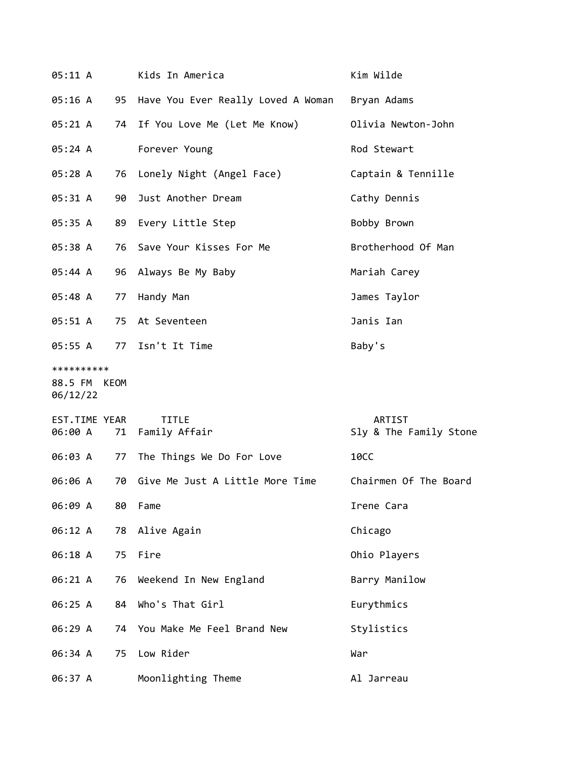| EST.TIME | YEAR | TITLE | ARTIST |
|---|---|---|---|
| 05:11 A | | Kids In America | Kim Wilde |
| 05:16 A | 95 | Have You Ever Really Loved A Woman | Bryan Adams |
| 05:21 A | 74 | If You Love Me (Let Me Know) | Olivia Newton-John |
| 05:24 A | | Forever Young | Rod Stewart |
| 05:28 A | 76 | Lonely Night (Angel Face) | Captain & Tennille |
| 05:31 A | 90 | Just Another Dream | Cathy Dennis |
| 05:35 A | 89 | Every Little Step | Bobby Brown |
| 05:38 A | 76 | Save Your Kisses For Me | Brotherhood Of Man |
| 05:44 A | 96 | Always Be My Baby | Mariah Carey |
| 05:48 A | 77 | Handy Man | James Taylor |
| 05:51 A | 75 | At Seventeen | Janis Ian |
| 05:55 A | 77 | Isn't It Time | Baby's |

**********
88.5 FM KEOM
06/12/22

| EST.TIME | YEAR | TITLE | ARTIST |
|---|---|---|---|
| 06:00 A | 71 | Family Affair | Sly & The Family Stone |
| 06:03 A | 77 | The Things We Do For Love | 10CC |
| 06:06 A | 70 | Give Me Just A Little More Time | Chairmen Of The Board |
| 06:09 A | 80 | Fame | Irene Cara |
| 06:12 A | 78 | Alive Again | Chicago |
| 06:18 A | 75 | Fire | Ohio Players |
| 06:21 A | 76 | Weekend In New England | Barry Manilow |
| 06:25 A | 84 | Who's That Girl | Eurythmics |
| 06:29 A | 74 | You Make Me Feel Brand New | Stylistics |
| 06:34 A | 75 | Low Rider | War |
| 06:37 A | | Moonlighting Theme | Al Jarreau |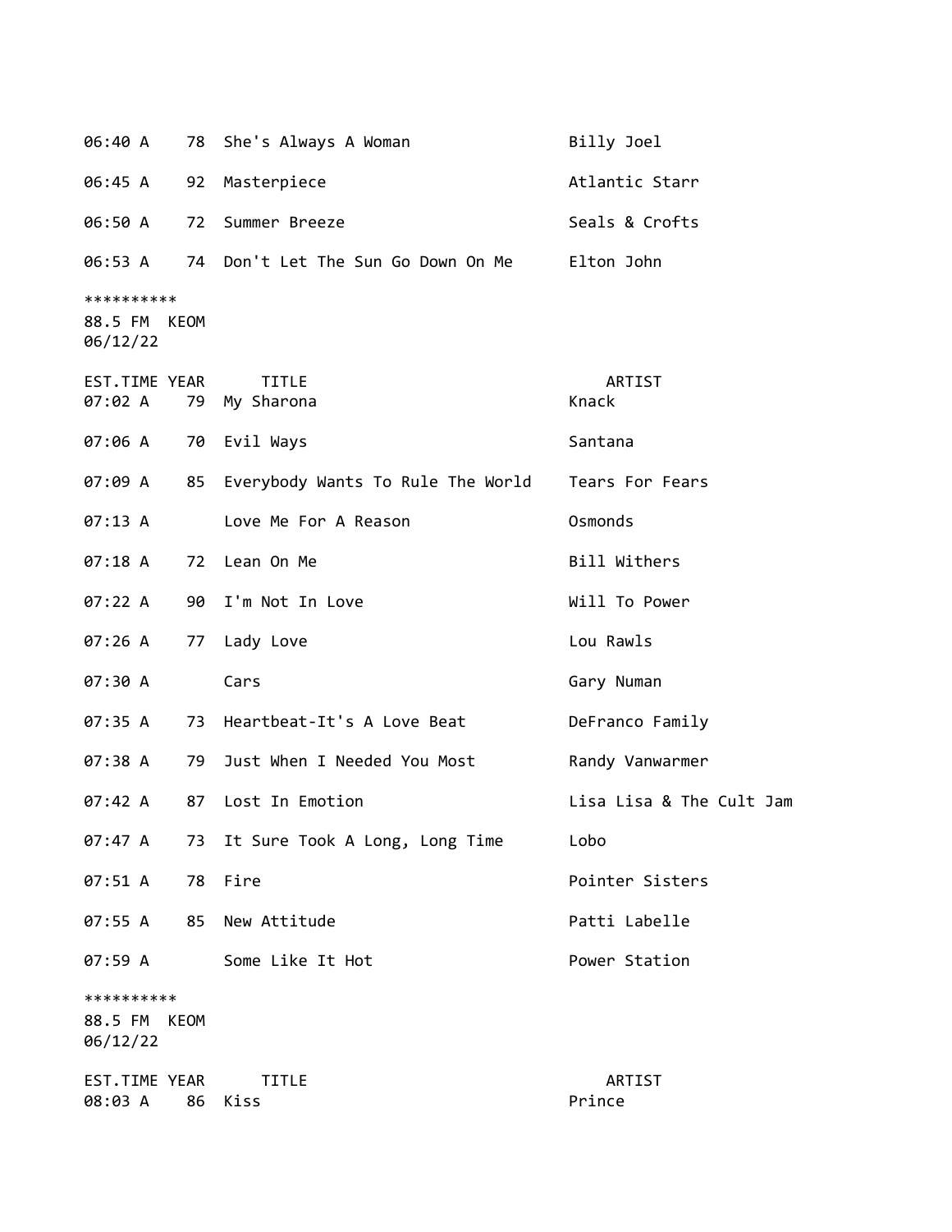| EST.TIME | YEAR | TITLE | ARTIST |
|---|---|---|---|
| 06:40 A | 78 | She's Always A Woman | Billy Joel |
| 06:45 A | 92 | Masterpiece | Atlantic Starr |
| 06:50 A | 72 | Summer Breeze | Seals & Crofts |
| 06:53 A | 74 | Don't Let The Sun Go Down On Me | Elton John |

**********
88.5 FM KEOM
06/12/22

| EST.TIME | YEAR | TITLE | ARTIST |
|---|---|---|---|
| 07:02 A | 79 | My Sharona | Knack |
| 07:06 A | 70 | Evil Ways | Santana |
| 07:09 A | 85 | Everybody Wants To Rule The World | Tears For Fears |
| 07:13 A | | Love Me For A Reason | Osmonds |
| 07:18 A | 72 | Lean On Me | Bill Withers |
| 07:22 A | 90 | I'm Not In Love | Will To Power |
| 07:26 A | 77 | Lady Love | Lou Rawls |
| 07:30 A | | Cars | Gary Numan |
| 07:35 A | 73 | Heartbeat-It's A Love Beat | DeFranco Family |
| 07:38 A | 79 | Just When I Needed You Most | Randy Vanwarmer |
| 07:42 A | 87 | Lost In Emotion | Lisa Lisa & The Cult Jam |
| 07:47 A | 73 | It Sure Took A Long, Long Time | Lobo |
| 07:51 A | 78 | Fire | Pointer Sisters |
| 07:55 A | 85 | New Attitude | Patti Labelle |
| 07:59 A | | Some Like It Hot | Power Station |

**********
88.5 FM KEOM
06/12/22

| EST.TIME | YEAR | TITLE | ARTIST |
|---|---|---|---|
| 08:03 A | 86 | Kiss | Prince |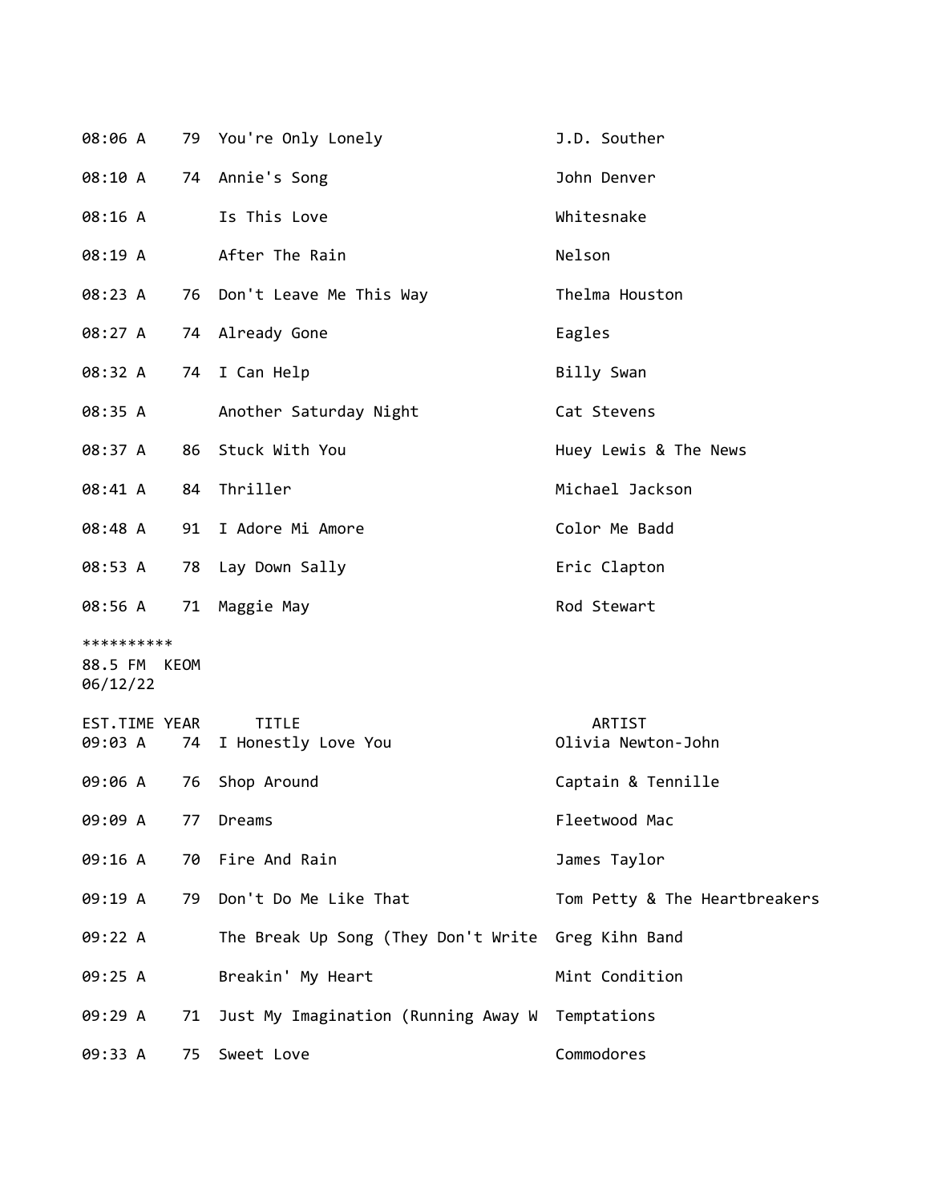| | | | |
|---|---|---|---|
| 08:06 A | 79 | You're Only Lonely | J.D. Souther |
| 08:10 A | 74 | Annie's Song | John Denver |
| 08:16 A | | Is This Love | Whitesnake |
| 08:19 A | | After The Rain | Nelson |
| 08:23 A | 76 | Don't Leave Me This Way | Thelma Houston |
| 08:27 A | 74 | Already Gone | Eagles |
| 08:32 A | 74 | I Can Help | Billy Swan |
| 08:35 A | | Another Saturday Night | Cat Stevens |
| 08:37 A | 86 | Stuck With You | Huey Lewis & The News |
| 08:41 A | 84 | Thriller | Michael Jackson |
| 08:48 A | 91 | I Adore Mi Amore | Color Me Badd |
| 08:53 A | 78 | Lay Down Sally | Eric Clapton |
| 08:56 A | 71 | Maggie May | Rod Stewart |

**********
88.5 FM KEOM
06/12/22

| EST.TIME | YEAR | TITLE | ARTIST |
|---|---|---|---|
| 09:03 A | 74 | I Honestly Love You | Olivia Newton-John |
| 09:06 A | 76 | Shop Around | Captain & Tennille |
| 09:09 A | 77 | Dreams | Fleetwood Mac |
| 09:16 A | 70 | Fire And Rain | James Taylor |
| 09:19 A | 79 | Don't Do Me Like That | Tom Petty & The Heartbreakers |
| 09:22 A | | The Break Up Song (They Don't Write | Greg Kihn Band |
| 09:25 A | | Breakin' My Heart | Mint Condition |
| 09:29 A | 71 | Just My Imagination (Running Away W | Temptations |
| 09:33 A | 75 | Sweet Love | Commodores |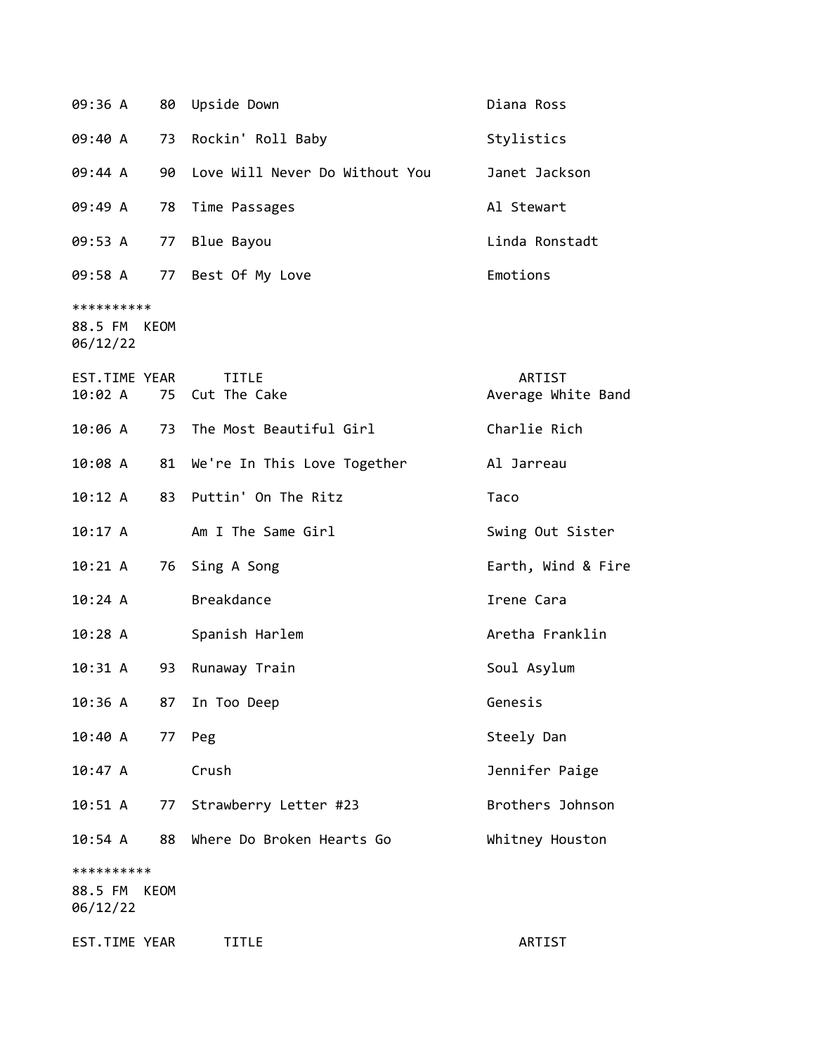| EST.TIME | YEAR | TITLE | ARTIST |
|---|---|---|---|
| 09:36 A | 80 | Upside Down | Diana Ross |
| 09:40 A | 73 | Rockin' Roll Baby | Stylistics |
| 09:44 A | 90 | Love Will Never Do Without You | Janet Jackson |
| 09:49 A | 78 | Time Passages | Al Stewart |
| 09:53 A | 77 | Blue Bayou | Linda Ronstadt |
| 09:58 A | 77 | Best Of My Love | Emotions |

**********
88.5 FM KEOM
06/12/22

| EST.TIME | YEAR | TITLE | ARTIST |
|---|---|---|---|
| 10:02 A | 75 | Cut The Cake | Average White Band |
| 10:06 A | 73 | The Most Beautiful Girl | Charlie Rich |
| 10:08 A | 81 | We're In This Love Together | Al Jarreau |
| 10:12 A | 83 | Puttin' On The Ritz | Taco |
| 10:17 A | | Am I The Same Girl | Swing Out Sister |
| 10:21 A | 76 | Sing A Song | Earth, Wind & Fire |
| 10:24 A | | Breakdance | Irene Cara |
| 10:28 A | | Spanish Harlem | Aretha Franklin |
| 10:31 A | 93 | Runaway Train | Soul Asylum |
| 10:36 A | 87 | In Too Deep | Genesis |
| 10:40 A | 77 | Peg | Steely Dan |
| 10:47 A | | Crush | Jennifer Paige |
| 10:51 A | 77 | Strawberry Letter #23 | Brothers Johnson |
| 10:54 A | 88 | Where Do Broken Hearts Go | Whitney Houston |

**********
88.5 FM KEOM
06/12/22

| EST.TIME | YEAR | TITLE | ARTIST |
|---|---|---|---|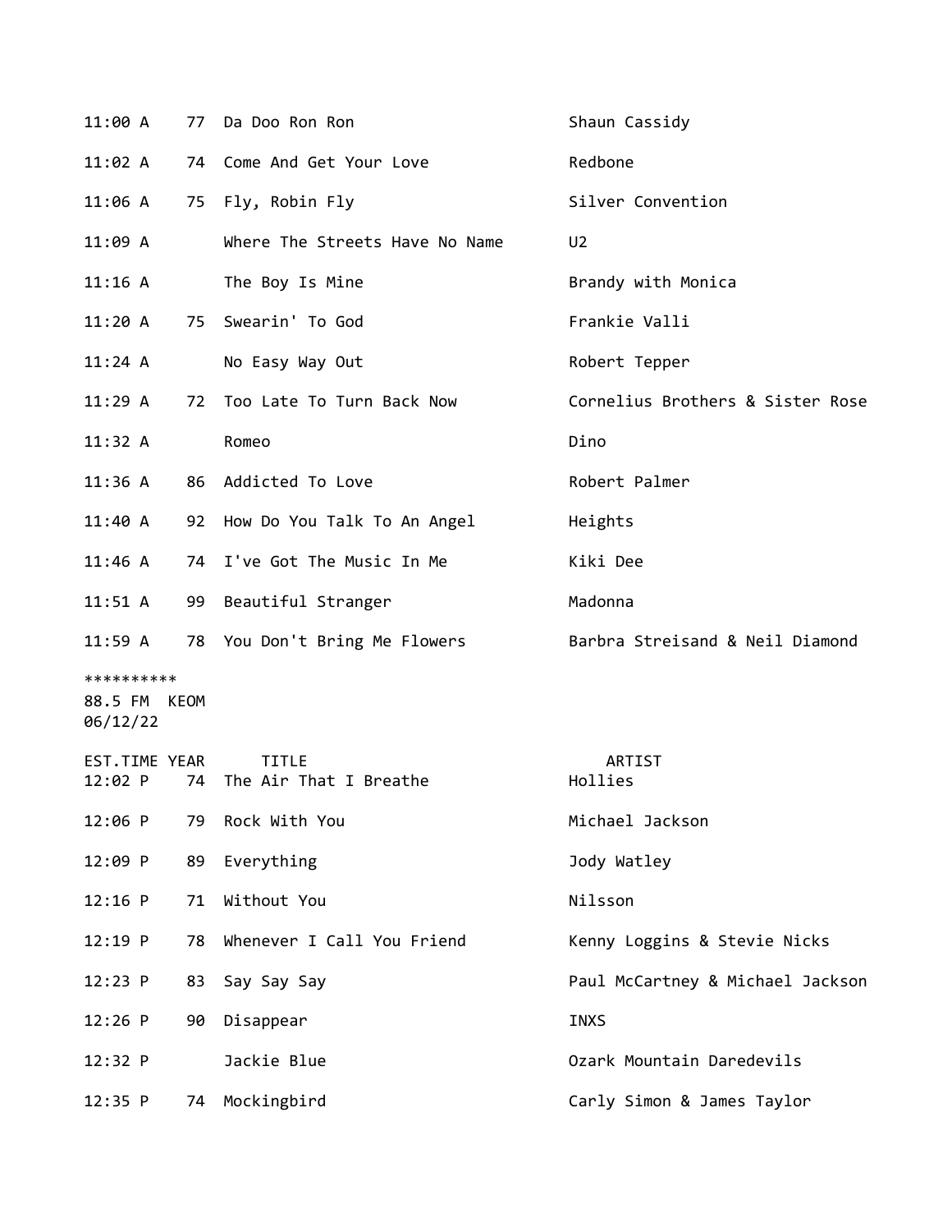| EST.TIME | YEAR | TITLE | ARTIST |
|---|---|---|---|
| 11:00 A | 77 | Da Doo Ron Ron | Shaun Cassidy |
| 11:02 A | 74 | Come And Get Your Love | Redbone |
| 11:06 A | 75 | Fly, Robin Fly | Silver Convention |
| 11:09 A | | Where The Streets Have No Name | U2 |
| 11:16 A | | The Boy Is Mine | Brandy with Monica |
| 11:20 A | 75 | Swearin' To God | Frankie Valli |
| 11:24 A | | No Easy Way Out | Robert Tepper |
| 11:29 A | 72 | Too Late To Turn Back Now | Cornelius Brothers & Sister Rose |
| 11:32 A | | Romeo | Dino |
| 11:36 A | 86 | Addicted To Love | Robert Palmer |
| 11:40 A | 92 | How Do You Talk To An Angel | Heights |
| 11:46 A | 74 | I've Got The Music In Me | Kiki Dee |
| 11:51 A | 99 | Beautiful Stranger | Madonna |
| 11:59 A | 78 | You Don't Bring Me Flowers | Barbra Streisand & Neil Diamond |

**********
88.5 FM KEOM
06/12/22

| EST.TIME | YEAR | TITLE | ARTIST |
|---|---|---|---|
| 12:02 P | 74 | The Air That I Breathe | Hollies |
| 12:06 P | 79 | Rock With You | Michael Jackson |
| 12:09 P | 89 | Everything | Jody Watley |
| 12:16 P | 71 | Without You | Nilsson |
| 12:19 P | 78 | Whenever I Call You Friend | Kenny Loggins & Stevie Nicks |
| 12:23 P | 83 | Say Say Say | Paul McCartney & Michael Jackson |
| 12:26 P | 90 | Disappear | INXS |
| 12:32 P | | Jackie Blue | Ozark Mountain Daredevils |
| 12:35 P | 74 | Mockingbird | Carly Simon & James Taylor |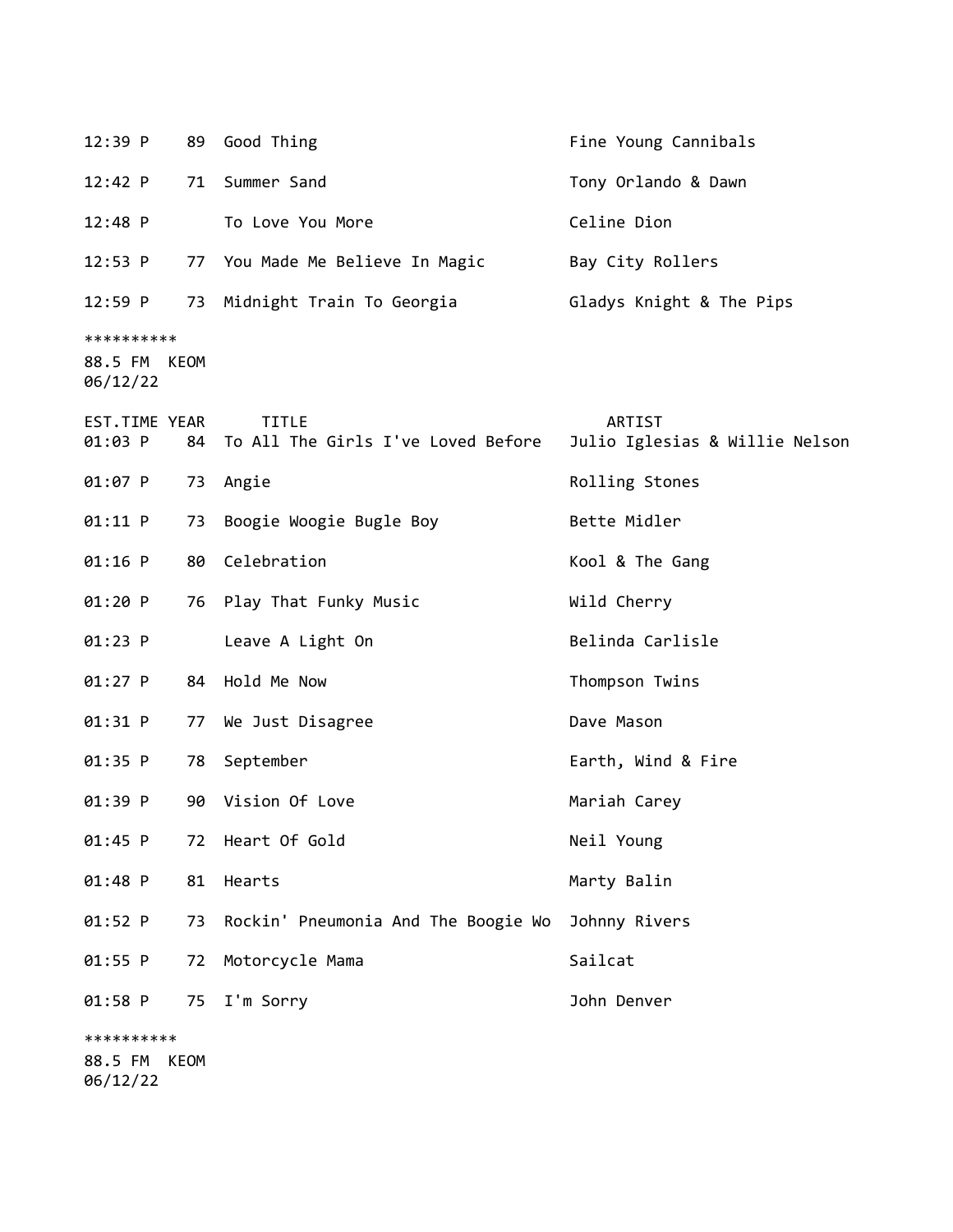| EST.TIME | YEAR | TITLE | ARTIST |
|---|---|---|---|
| 12:39 P | 89 | Good Thing | Fine Young Cannibals |
| 12:42 P | 71 | Summer Sand | Tony Orlando & Dawn |
| 12:48 P | | To Love You More | Celine Dion |
| 12:53 P | 77 | You Made Me Believe In Magic | Bay City Rollers |
| 12:59 P | 73 | Midnight Train To Georgia | Gladys Knight & The Pips |

**********
88.5 FM  KEOM
06/12/22

| EST.TIME | YEAR | TITLE | ARTIST |
|---|---|---|---|
| 01:03 P | 84 | To All The Girls I've Loved Before | Julio Iglesias & Willie Nelson |
| 01:07 P | 73 | Angie | Rolling Stones |
| 01:11 P | 73 | Boogie Woogie Bugle Boy | Bette Midler |
| 01:16 P | 80 | Celebration | Kool & The Gang |
| 01:20 P | 76 | Play That Funky Music | Wild Cherry |
| 01:23 P | | Leave A Light On | Belinda Carlisle |
| 01:27 P | 84 | Hold Me Now | Thompson Twins |
| 01:31 P | 77 | We Just Disagree | Dave Mason |
| 01:35 P | 78 | September | Earth, Wind & Fire |
| 01:39 P | 90 | Vision Of Love | Mariah Carey |
| 01:45 P | 72 | Heart Of Gold | Neil Young |
| 01:48 P | 81 | Hearts | Marty Balin |
| 01:52 P | 73 | Rockin' Pneumonia And The Boogie Wo | Johnny Rivers |
| 01:55 P | 72 | Motorcycle Mama | Sailcat |
| 01:58 P | 75 | I'm Sorry | John Denver |

**********
88.5 FM  KEOM
06/12/22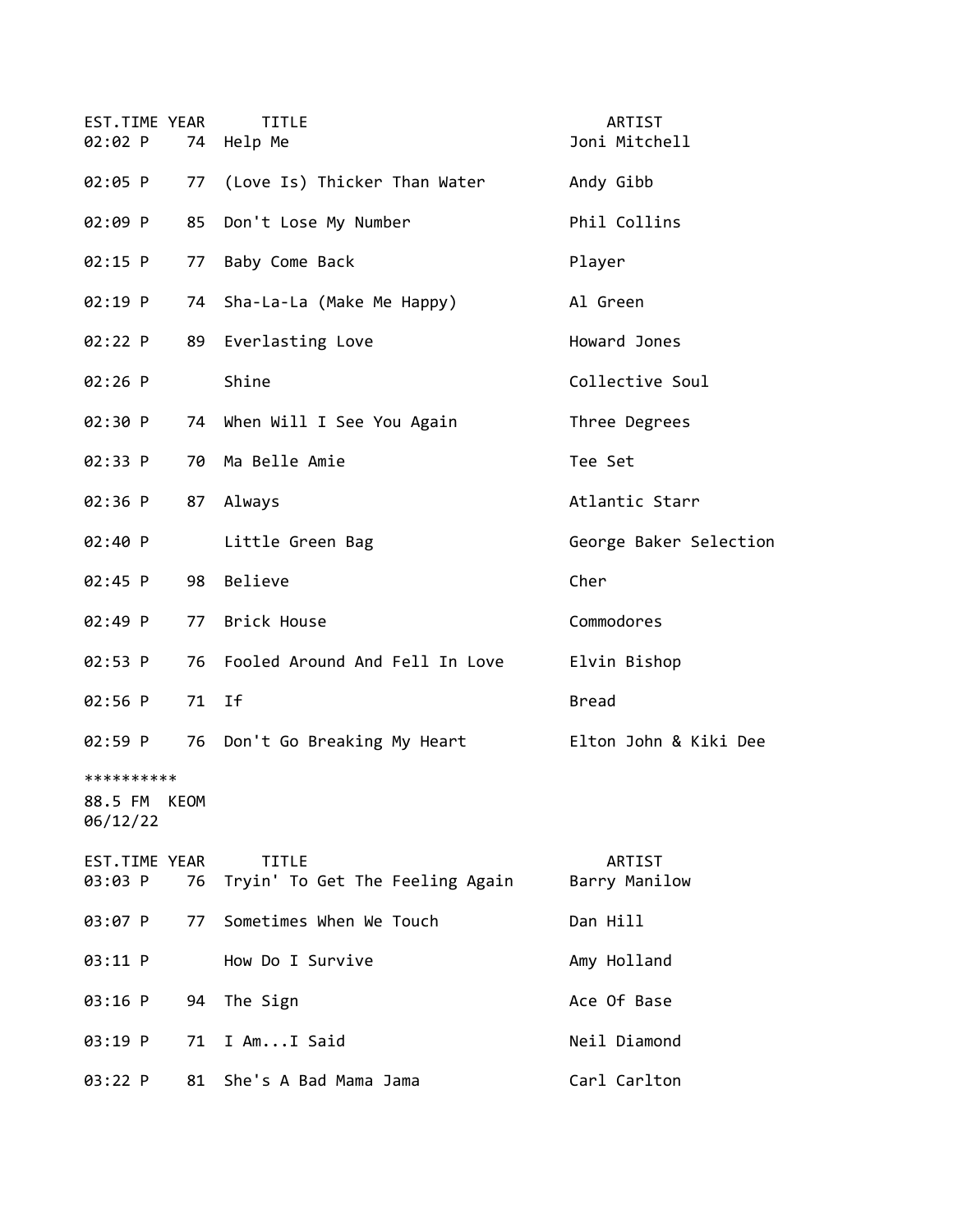| EST.TIME | YEAR | TITLE | ARTIST |
| --- | --- | --- | --- |
| 02:02 P | 74 | Help Me | Joni Mitchell |
| 02:05 P | 77 | (Love Is) Thicker Than Water | Andy Gibb |
| 02:09 P | 85 | Don't Lose My Number | Phil Collins |
| 02:15 P | 77 | Baby Come Back | Player |
| 02:19 P | 74 | Sha-La-La (Make Me Happy) | Al Green |
| 02:22 P | 89 | Everlasting Love | Howard Jones |
| 02:26 P | | Shine | Collective Soul |
| 02:30 P | 74 | When Will I See You Again | Three Degrees |
| 02:33 P | 70 | Ma Belle Amie | Tee Set |
| 02:36 P | 87 | Always | Atlantic Starr |
| 02:40 P | | Little Green Bag | George Baker Selection |
| 02:45 P | 98 | Believe | Cher |
| 02:49 P | 77 | Brick House | Commodores |
| 02:53 P | 76 | Fooled Around And Fell In Love | Elvin Bishop |
| 02:56 P | 71 | If | Bread |
| 02:59 P | 76 | Don't Go Breaking My Heart | Elton John & Kiki Dee |

**********
88.5 FM KEOM
06/12/22

| EST.TIME | YEAR | TITLE | ARTIST |
| --- | --- | --- | --- |
| 03:03 P | 76 | Tryin' To Get The Feeling Again | Barry Manilow |
| 03:07 P | 77 | Sometimes When We Touch | Dan Hill |
| 03:11 P | | How Do I Survive | Amy Holland |
| 03:16 P | 94 | The Sign | Ace Of Base |
| 03:19 P | 71 | I Am...I Said | Neil Diamond |
| 03:22 P | 81 | She's A Bad Mama Jama | Carl Carlton |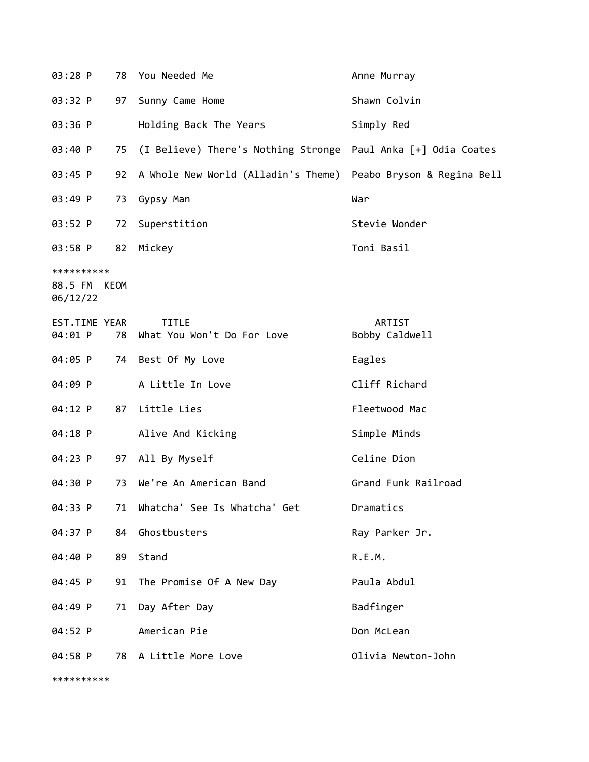| EST.TIME | YEAR | TITLE | ARTIST |
|---|---|---|---|
| 03:28 P | 78 | You Needed Me | Anne Murray |
| 03:32 P | 97 | Sunny Came Home | Shawn Colvin |
| 03:36 P | | Holding Back The Years | Simply Red |
| 03:40 P | 75 | (I Believe) There's Nothing Stronge | Paul Anka [+] Odia Coates |
| 03:45 P | 92 | A Whole New World (Alladin's Theme) | Peabo Bryson & Regina Bell |
| 03:49 P | 73 | Gypsy Man | War |
| 03:52 P | 72 | Superstition | Stevie Wonder |
| 03:58 P | 82 | Mickey | Toni Basil |

**********
88.5 FM KEOM
06/12/22

| EST.TIME | YEAR | TITLE | ARTIST |
|---|---|---|---|
| 04:01 P | 78 | What You Won't Do For Love | Bobby Caldwell |
| 04:05 P | 74 | Best Of My Love | Eagles |
| 04:09 P | | A Little In Love | Cliff Richard |
| 04:12 P | 87 | Little Lies | Fleetwood Mac |
| 04:18 P | | Alive And Kicking | Simple Minds |
| 04:23 P | 97 | All By Myself | Celine Dion |
| 04:30 P | 73 | We're An American Band | Grand Funk Railroad |
| 04:33 P | 71 | Whatcha' See Is Whatcha' Get | Dramatics |
| 04:37 P | 84 | Ghostbusters | Ray Parker Jr. |
| 04:40 P | 89 | Stand | R.E.M. |
| 04:45 P | 91 | The Promise Of A New Day | Paula Abdul |
| 04:49 P | 71 | Day After Day | Badfinger |
| 04:52 P | | American Pie | Don McLean |
| 04:58 P | 78 | A Little More Love | Olivia Newton-John |

**********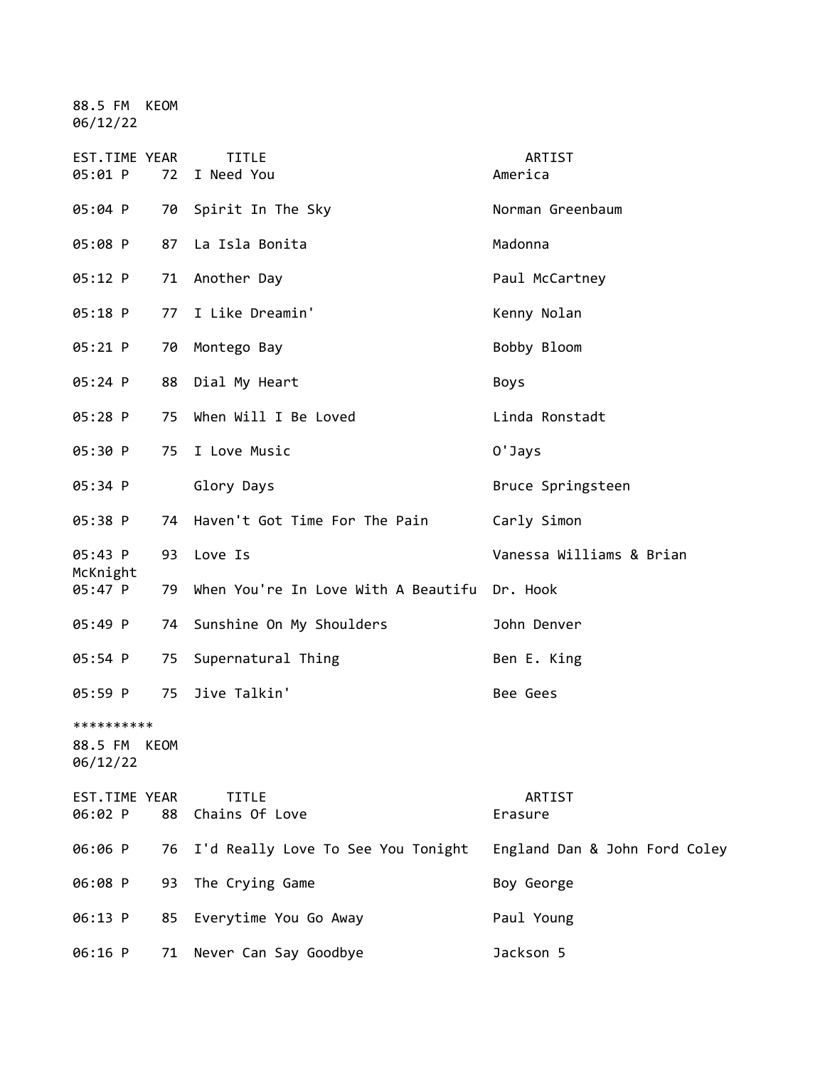88.5 FM KEOM
06/12/22

| EST.TIME | YEAR | TITLE | ARTIST |
|---|---|---|---|
| 05:01 P | 72 | I Need You | America |
| 05:04 P | 70 | Spirit In The Sky | Norman Greenbaum |
| 05:08 P | 87 | La Isla Bonita | Madonna |
| 05:12 P | 71 | Another Day | Paul McCartney |
| 05:18 P | 77 | I Like Dreamin' | Kenny Nolan |
| 05:21 P | 70 | Montego Bay | Bobby Bloom |
| 05:24 P | 88 | Dial My Heart | Boys |
| 05:28 P | 75 | When Will I Be Loved | Linda Ronstadt |
| 05:30 P | 75 | I Love Music | O'Jays |
| 05:34 P | | Glory Days | Bruce Springsteen |
| 05:38 P | 74 | Haven't Got Time For The Pain | Carly Simon |
| 05:43 P | 93 | Love Is | Vanessa Williams & Brian McKnight |
| 05:47 P | 79 | When You're In Love With A Beautifu | Dr. Hook |
| 05:49 P | 74 | Sunshine On My Shoulders | John Denver |
| 05:54 P | 75 | Supernatural Thing | Ben E. King |
| 05:59 P | 75 | Jive Talkin' | Bee Gees |

**********

88.5 FM KEOM
06/12/22

| EST.TIME | YEAR | TITLE | ARTIST |
|---|---|---|---|
| 06:02 P | 88 | Chains Of Love | Erasure |
| 06:06 P | 76 | I'd Really Love To See You Tonight | England Dan & John Ford Coley |
| 06:08 P | 93 | The Crying Game | Boy George |
| 06:13 P | 85 | Everytime You Go Away | Paul Young |
| 06:16 P | 71 | Never Can Say Goodbye | Jackson 5 |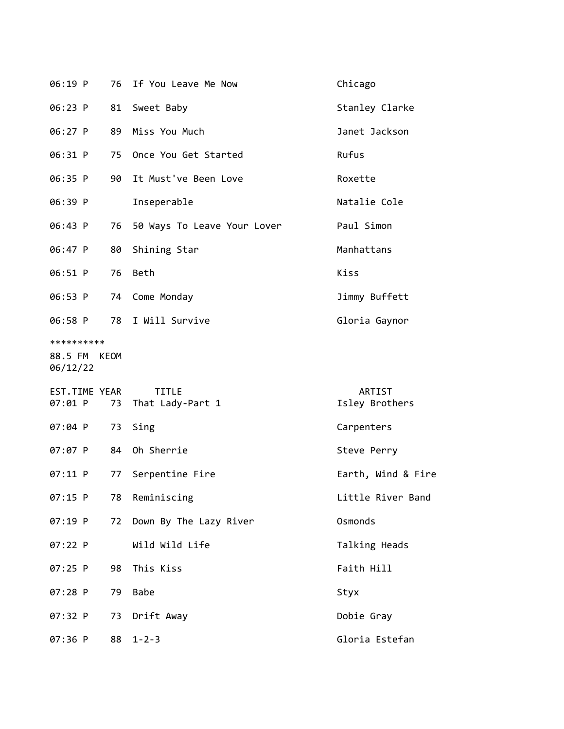| EST.TIME | YEAR | TITLE | ARTIST |
|---|---|---|---|
| 06:19 P | 76 | If You Leave Me Now | Chicago |
| 06:23 P | 81 | Sweet Baby | Stanley Clarke |
| 06:27 P | 89 | Miss You Much | Janet Jackson |
| 06:31 P | 75 | Once You Get Started | Rufus |
| 06:35 P | 90 | It Must've Been Love | Roxette |
| 06:39 P | | Inseperable | Natalie Cole |
| 06:43 P | 76 | 50 Ways To Leave Your Lover | Paul Simon |
| 06:47 P | 80 | Shining Star | Manhattans |
| 06:51 P | 76 | Beth | Kiss |
| 06:53 P | 74 | Come Monday | Jimmy Buffett |
| 06:58 P | 78 | I Will Survive | Gloria Gaynor |

**********
88.5 FM KEOM
06/12/22

| EST.TIME | YEAR | TITLE | ARTIST |
|---|---|---|---|
| 07:01 P | 73 | That Lady-Part 1 | Isley Brothers |
| 07:04 P | 73 | Sing | Carpenters |
| 07:07 P | 84 | Oh Sherrie | Steve Perry |
| 07:11 P | 77 | Serpentine Fire | Earth, Wind & Fire |
| 07:15 P | 78 | Reminiscing | Little River Band |
| 07:19 P | 72 | Down By The Lazy River | Osmonds |
| 07:22 P | | Wild Wild Life | Talking Heads |
| 07:25 P | 98 | This Kiss | Faith Hill |
| 07:28 P | 79 | Babe | Styx |
| 07:32 P | 73 | Drift Away | Dobie Gray |
| 07:36 P | 88 | 1-2-3 | Gloria Estefan |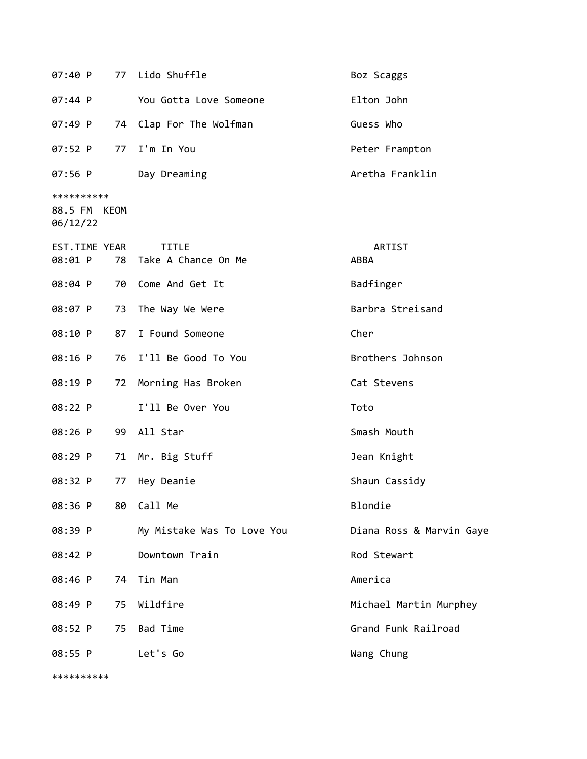| | | | |
|---|---|---|---|
| 07:40 P | 77 | Lido Shuffle | Boz Scaggs |
| 07:44 P | | You Gotta Love Someone | Elton John |
| 07:49 P | 74 | Clap For The Wolfman | Guess Who |
| 07:52 P | 77 | I'm In You | Peter Frampton |
| 07:56 P | | Day Dreaming | Aretha Franklin |

**********
88.5 FM KEOM
06/12/22

| EST.TIME | YEAR | TITLE | ARTIST |
|---|---|---|---|
| 08:01 P | 78 | Take A Chance On Me | ABBA |
| 08:04 P | 70 | Come And Get It | Badfinger |
| 08:07 P | 73 | The Way We Were | Barbra Streisand |
| 08:10 P | 87 | I Found Someone | Cher |
| 08:16 P | 76 | I'll Be Good To You | Brothers Johnson |
| 08:19 P | 72 | Morning Has Broken | Cat Stevens |
| 08:22 P | | I'll Be Over You | Toto |
| 08:26 P | 99 | All Star | Smash Mouth |
| 08:29 P | 71 | Mr. Big Stuff | Jean Knight |
| 08:32 P | 77 | Hey Deanie | Shaun Cassidy |
| 08:36 P | 80 | Call Me | Blondie |
| 08:39 P | | My Mistake Was To Love You | Diana Ross & Marvin Gaye |
| 08:42 P | | Downtown Train | Rod Stewart |
| 08:46 P | 74 | Tin Man | America |
| 08:49 P | 75 | Wildfire | Michael Martin Murphey |
| 08:52 P | 75 | Bad Time | Grand Funk Railroad |
| 08:55 P | | Let's Go | Wang Chung |

**********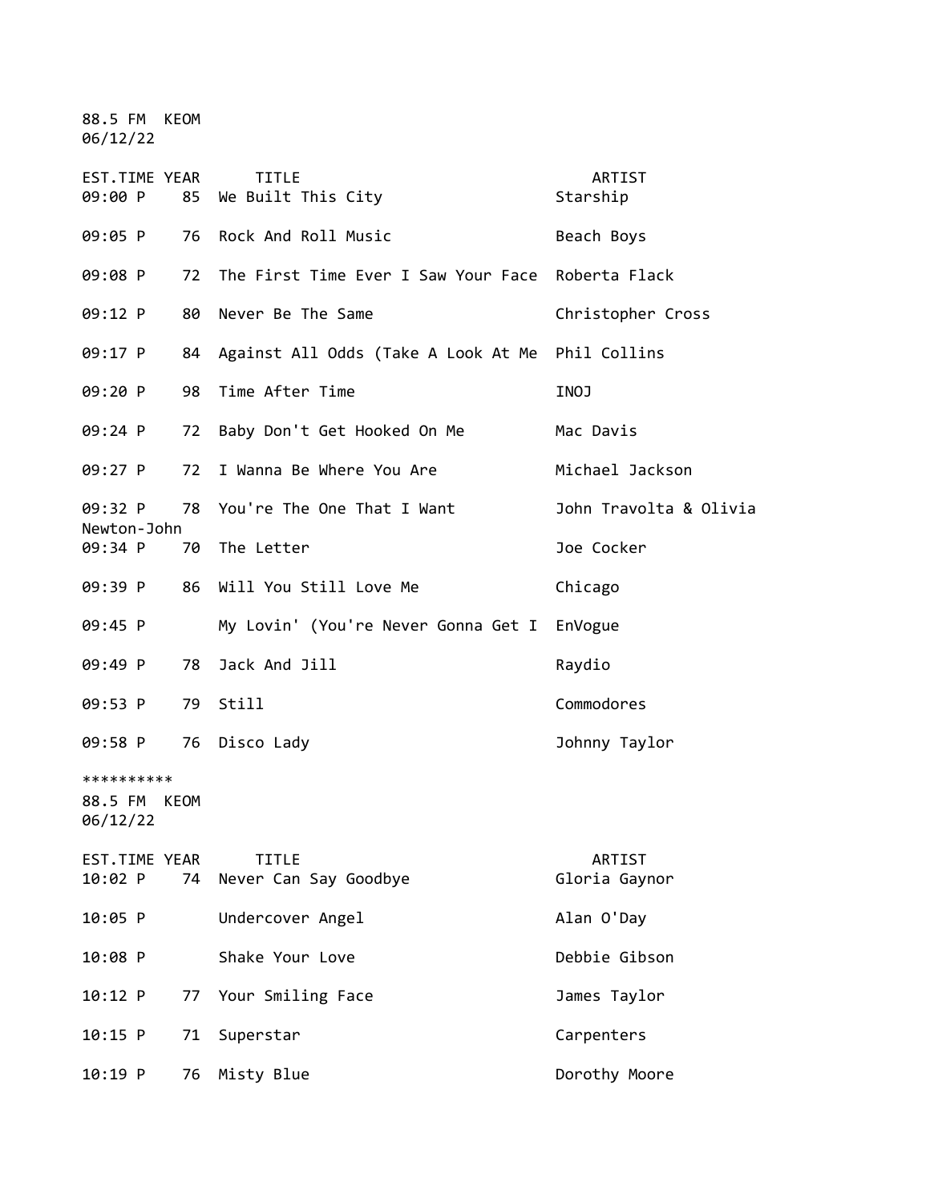88.5 FM KEOM
06/12/22

| EST.TIME | YEAR | TITLE | ARTIST |
| --- | --- | --- | --- |
| 09:00 P | 85 | We Built This City | Starship |
| 09:05 P | 76 | Rock And Roll Music | Beach Boys |
| 09:08 P | 72 | The First Time Ever I Saw Your Face | Roberta Flack |
| 09:12 P | 80 | Never Be The Same | Christopher Cross |
| 09:17 P | 84 | Against All Odds (Take A Look At Me | Phil Collins |
| 09:20 P | 98 | Time After Time | INOJ |
| 09:24 P | 72 | Baby Don't Get Hooked On Me | Mac Davis |
| 09:27 P | 72 | I Wanna Be Where You Are | Michael Jackson |
| 09:32 P | 78 | You're The One That I Want | John Travolta & Olivia Newton-John |
| 09:34 P | 70 | The Letter | Joe Cocker |
| 09:39 P | 86 | Will You Still Love Me | Chicago |
| 09:45 P | | My Lovin' (You're Never Gonna Get I | EnVogue |
| 09:49 P | 78 | Jack And Jill | Raydio |
| 09:53 P | 79 | Still | Commodores |
| 09:58 P | 76 | Disco Lady | Johnny Taylor |

**********

88.5 FM KEOM
06/12/22

| EST.TIME | YEAR | TITLE | ARTIST |
| --- | --- | --- | --- |
| 10:02 P | 74 | Never Can Say Goodbye | Gloria Gaynor |
| 10:05 P | | Undercover Angel | Alan O'Day |
| 10:08 P | | Shake Your Love | Debbie Gibson |
| 10:12 P | 77 | Your Smiling Face | James Taylor |
| 10:15 P | 71 | Superstar | Carpenters |
| 10:19 P | 76 | Misty Blue | Dorothy Moore |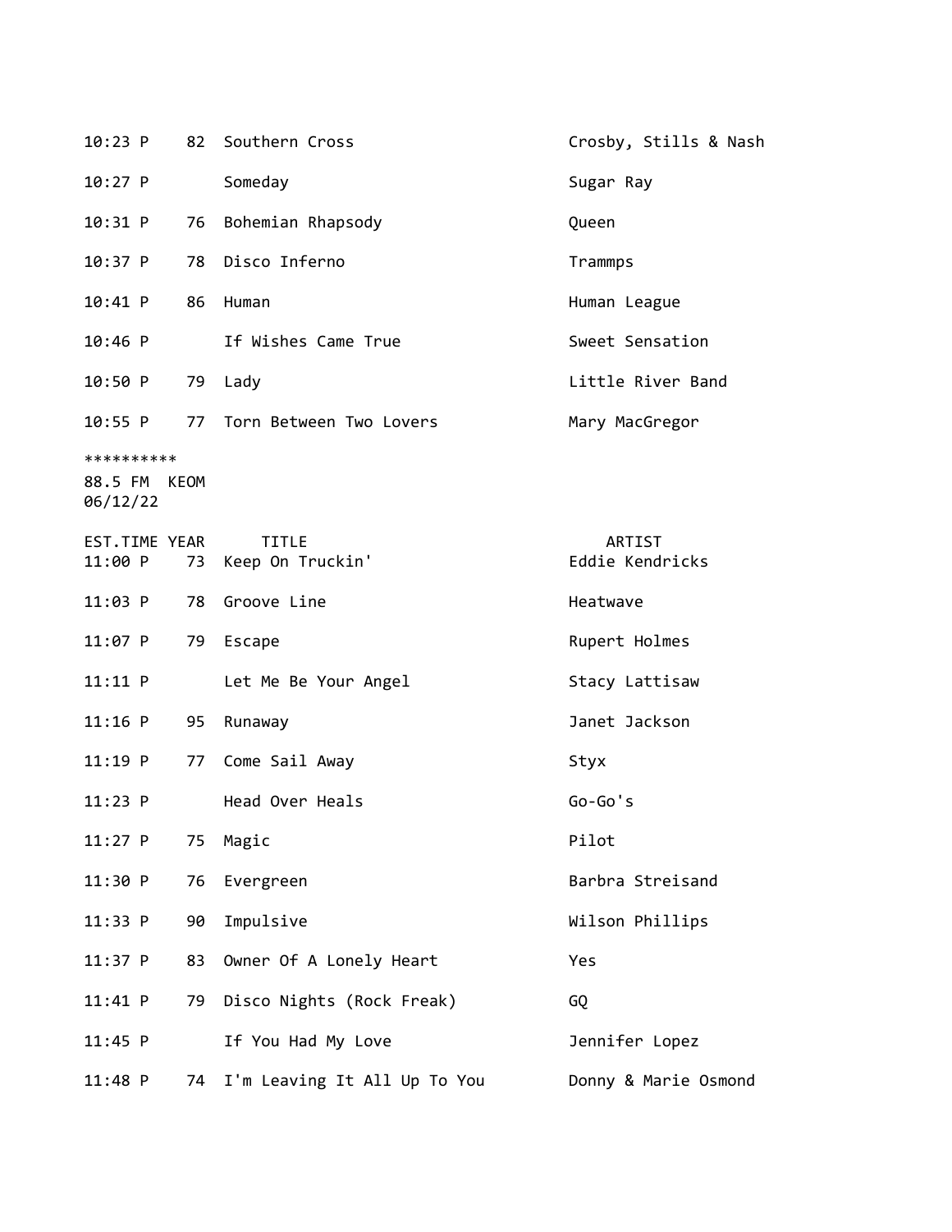| | | | |
|---|---|---|---|
| 10:23 P | 82 | Southern Cross | Crosby, Stills & Nash |
| 10:27 P | | Someday | Sugar Ray |
| 10:31 P | 76 | Bohemian Rhapsody | Queen |
| 10:37 P | 78 | Disco Inferno | Trammps |
| 10:41 P | 86 | Human | Human League |
| 10:46 P | | If Wishes Came True | Sweet Sensation |
| 10:50 P | 79 | Lady | Little River Band |
| 10:55 P | 77 | Torn Between Two Lovers | Mary MacGregor |

**********
88.5 FM KEOM
06/12/22

| EST.TIME | YEAR | TITLE | ARTIST |
|---|---|---|---|
| 11:00 P | 73 | Keep On Truckin' | Eddie Kendricks |
| 11:03 P | 78 | Groove Line | Heatwave |
| 11:07 P | 79 | Escape | Rupert Holmes |
| 11:11 P | | Let Me Be Your Angel | Stacy Lattisaw |
| 11:16 P | 95 | Runaway | Janet Jackson |
| 11:19 P | 77 | Come Sail Away | Styx |
| 11:23 P | | Head Over Heals | Go-Go's |
| 11:27 P | 75 | Magic | Pilot |
| 11:30 P | 76 | Evergreen | Barbra Streisand |
| 11:33 P | 90 | Impulsive | Wilson Phillips |
| 11:37 P | 83 | Owner Of A Lonely Heart | Yes |
| 11:41 P | 79 | Disco Nights (Rock Freak) | GQ |
| 11:45 P | | If You Had My Love | Jennifer Lopez |
| 11:48 P | 74 | I'm Leaving It All Up To You | Donny & Marie Osmond |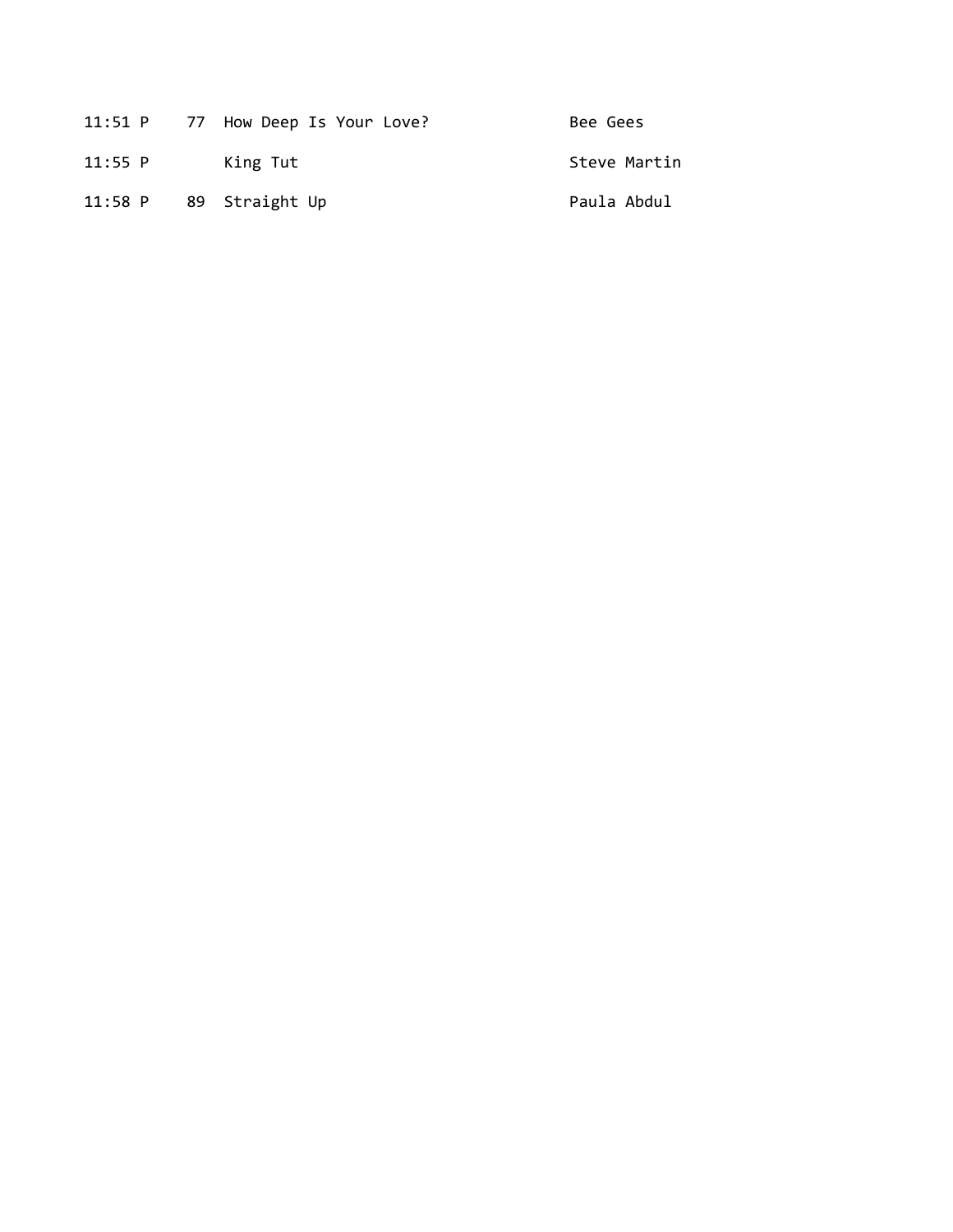| | | | |
|---|---|---|---|
| 11:51 P | 77 | How Deep Is Your Love? | Bee Gees |
| 11:55 P | | King Tut | Steve Martin |
| 11:58 P | 89 | Straight Up | Paula Abdul |